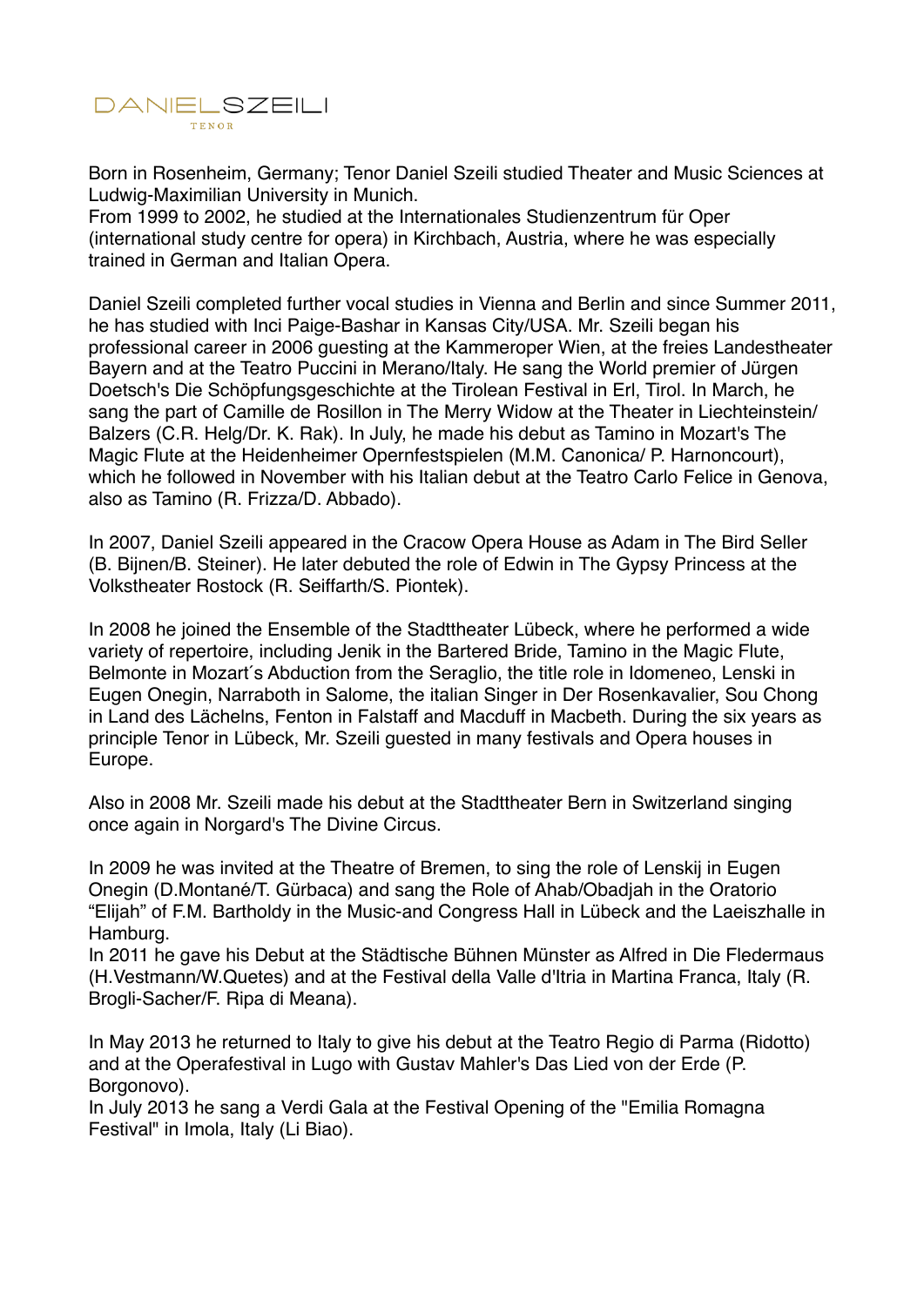# DANIELSZEILI

TENOR

Born in Rosenheim, Germany; Tenor Daniel Szeili studied Theater and Music Sciences at Ludwig-Maximilian University in Munich.
From 1999 to 2002, he studied at the Internationales Studienzentrum für Oper (international study centre for opera) in Kirchbach, Austria, where he was especially trained in German and Italian Opera.

Daniel Szeili completed further vocal studies in Vienna and Berlin and since Summer 2011, he has studied with Inci Paige-Bashar in Kansas City/USA. Mr. Szeili began his professional career in 2006 guesting at the Kammeroper Wien, at the freies Landestheater Bayern and at the Teatro Puccini in Merano/Italy. He sang the World premier of Jürgen Doetsch's Die Schöpfungsgeschichte at the Tirolean Festival in Erl, Tirol. In March, he sang the part of Camille de Rosillon in The Merry Widow at the Theater in Liechteinstein/ Balzers (C.R. Helg/Dr. K. Rak). In July, he made his debut as Tamino in Mozart's The Magic Flute at the Heidenheimer Opernfestspielen (M.M. Canonica/ P. Harnoncourt), which he followed in November with his Italian debut at the Teatro Carlo Felice in Genova, also as Tamino (R. Frizza/D. Abbado).

In 2007, Daniel Szeili appeared in the Cracow Opera House as Adam in The Bird Seller (B. Bijnen/B. Steiner). He later debuted the role of Edwin in The Gypsy Princess at the Volkstheater Rostock (R. Seiffarth/S. Piontek).

In 2008 he joined the Ensemble of the Stadttheater Lübeck, where he performed a wide variety of repertoire, including Jenik in the Bartered Bride, Tamino in the Magic Flute, Belmonte in Mozart´s Abduction from the Seraglio, the title role in Idomeneo, Lenski in Eugen Onegin, Narraboth in Salome, the italian Singer in Der Rosenkavalier, Sou Chong in Land des Lächelns, Fenton in Falstaff and Macduff in Macbeth. During the six years as principle Tenor in Lübeck, Mr. Szeili guested in many festivals and Opera houses in Europe.

Also in 2008 Mr. Szeili made his debut at the Stadttheater Bern in Switzerland singing once again in Norgard's The Divine Circus.

In 2009 he was invited at the Theatre of Bremen, to sing the role of Lenskij in Eugen Onegin (D.Montané/T. Gürbaca) and sang the Role of Ahab/Obadjah in the Oratorio "Elijah" of F.M. Bartholdy in the Music-and Congress Hall in Lübeck and the Laeiszhalle in Hamburg.
In 2011 he gave his Debut at the Städtische Bühnen Münster as Alfred in Die Fledermaus (H.Vestmann/W.Quetes) and at the Festival della Valle d'Itria in Martina Franca, Italy (R. Brogli-Sacher/F. Ripa di Meana).

In May 2013 he returned to Italy to give his debut at the Teatro Regio di Parma (Ridotto) and at the Operafestival in Lugo with Gustav Mahler's Das Lied von der Erde (P. Borgonovo).
In July 2013 he sang a Verdi Gala at the Festival Opening of the "Emilia Romagna Festival" in Imola, Italy (Li Biao).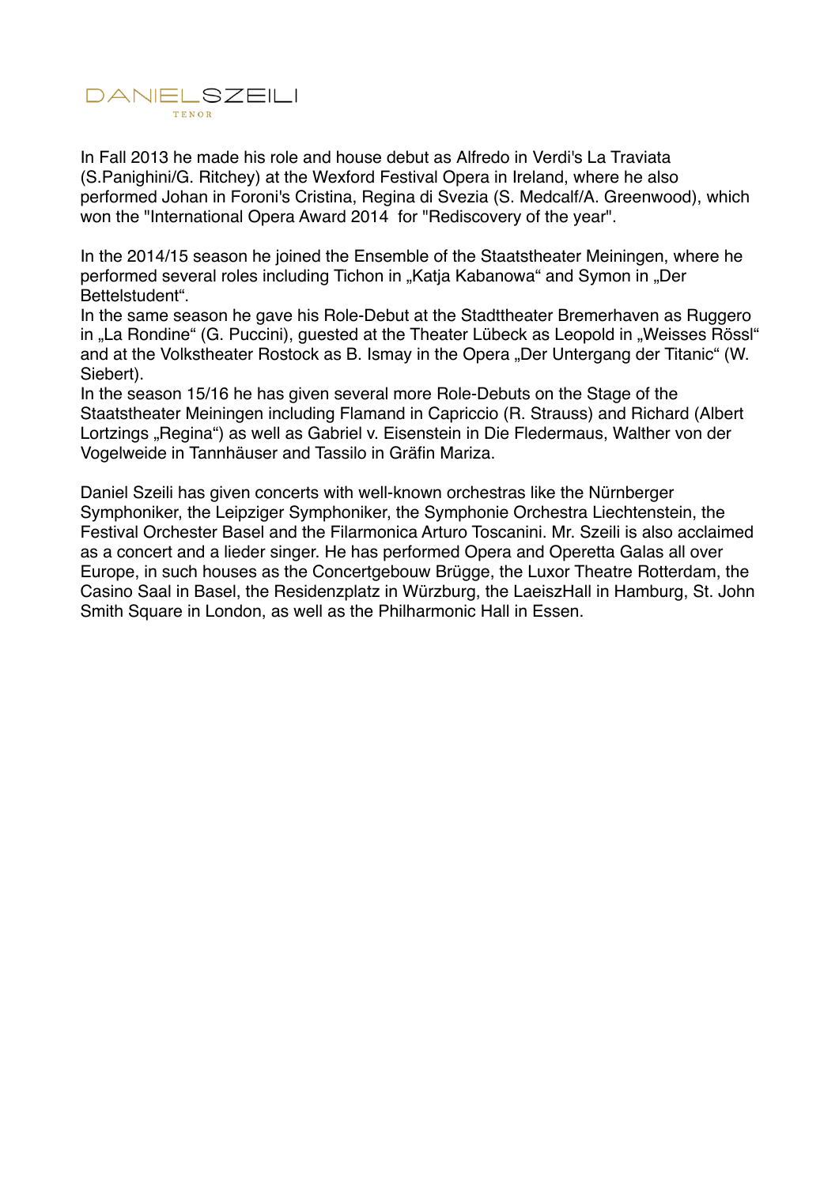In Fall 2013 he made his role and house debut as Alfredo in Verdi's La Traviata (S.Panighini/G. Ritchey) at the Wexford Festival Opera in Ireland, where he also performed Johan in Foroni's Cristina, Regina di Svezia (S. Medcalf/A. Greenwood), which won the "International Opera Award 2014 for "Rediscovery of the year".

In the 2014/15 season he joined the Ensemble of the Staatstheater Meiningen, where he performed several roles including Tichon in „Katja Kabanowa“ and Symon in „Der Bettelstudent“.
In the same season he gave his Role-Debut at the Stadttheater Bremerhaven as Ruggero in „La Rondine“ (G. Puccini), guested at the Theater Lübeck as Leopold in „Weisses Rössl“ and at the Volkstheater Rostock as B. Ismay in the Opera „Der Untergang der Titanic“ (W. Siebert).
In the season 15/16 he has given several more Role-Debuts on the Stage of the Staatstheater Meiningen including Flamand in Capriccio (R. Strauss) and Richard (Albert Lortzings „Regina“) as well as Gabriel v. Eisenstein in Die Fledermaus, Walther von der Vogelweide in Tannhäuser and Tassilo in Gräfin Mariza.

Daniel Szeili has given concerts with well-known orchestras like the Nürnberger Symphoniker, the Leipziger Symphoniker, the Symphonie Orchestra Liechtenstein, the Festival Orchester Basel and the Filarmonica Arturo Toscanini. Mr. Szeili is also acclaimed as a concert and a lieder singer. He has performed Opera and Operetta Galas all over Europe, in such houses as the Concertgebouw Brügge, the Luxor Theatre Rotterdam, the Casino Saal in Basel, the Residenzplatz in Würzburg, the LaeiszHall in Hamburg, St. John Smith Square in London, as well as the Philharmonic Hall in Essen.